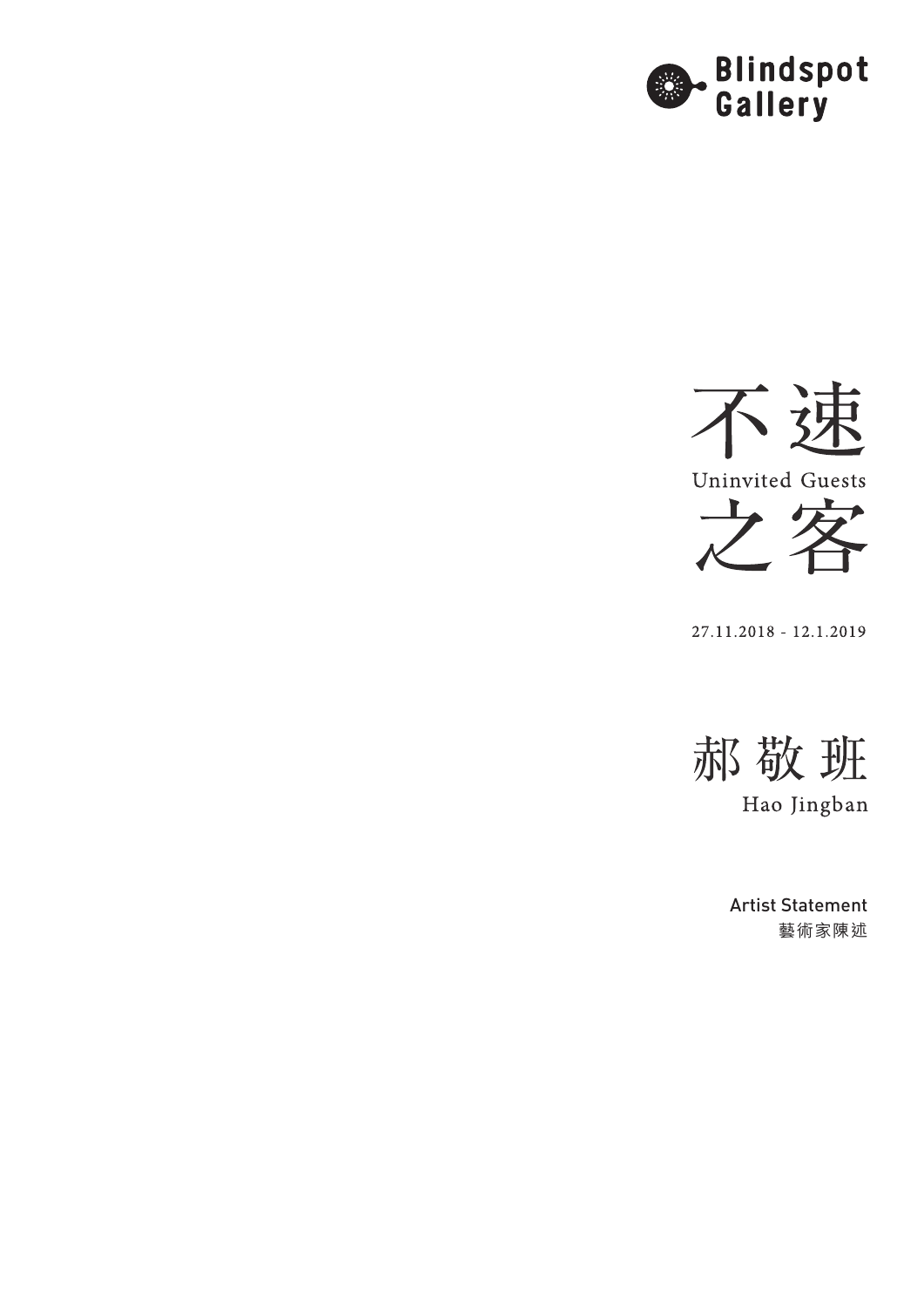Blindspot Gallery

# 不速之客

# Uninvited Guests

27.11.2018 - 12.1.2019

## 郝敬班

## Hao Jingban

Artist Statement

藝術家陳述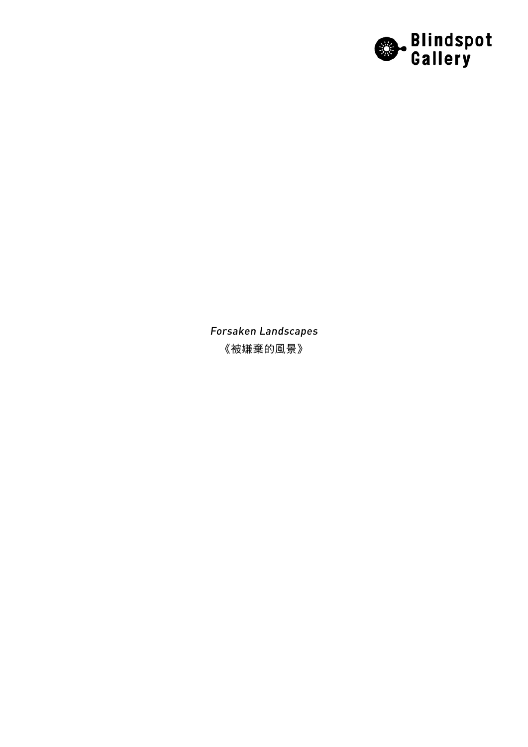*Forsaken Landscapes*

《被嫌棄的風景》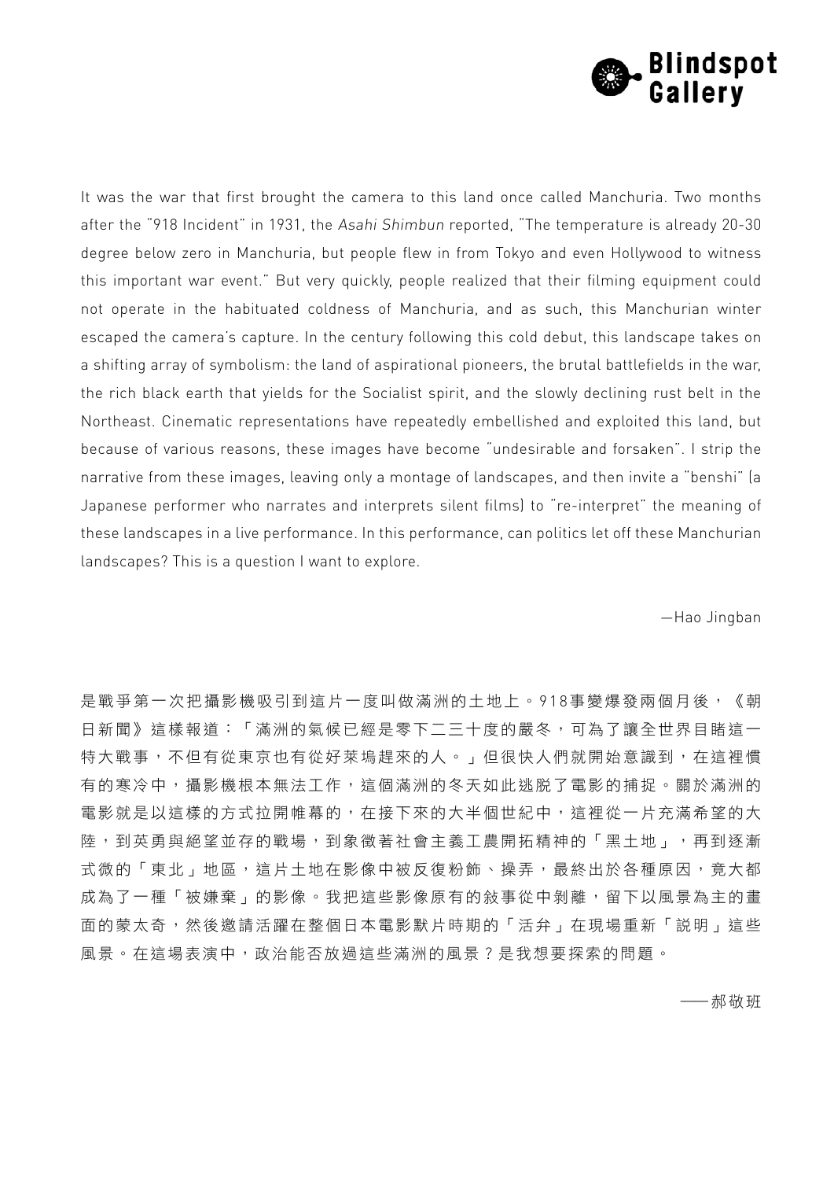It was the war that first brought the camera to this land once called Manchuria. Two months after the "918 Incident" in 1931, the *Asahi Shimbun* reported, "The temperature is already 20-30 degree below zero in Manchuria, but people flew in from Tokyo and even Hollywood to witness this important war event." But very quickly, people realized that their filming equipment could not operate in the habituated coldness of Manchuria, and as such, this Manchurian winter escaped the camera's capture. In the century following this cold debut, this landscape takes on a shifting array of symbolism: the land of aspirational pioneers, the brutal battlefields in the war, the rich black earth that yields for the Socialist spirit, and the slowly declining rust belt in the Northeast. Cinematic representations have repeatedly embellished and exploited this land, but because of various reasons, these images have become "undesirable and forsaken". I strip the narrative from these images, leaving only a montage of landscapes, and then invite a "benshi" (a Japanese performer who narrates and interprets silent films) to "re-interpret" the meaning of these landscapes in a live performance. In this performance, can politics let off these Manchurian landscapes? This is a question I want to explore.

—Hao Jingban

是戰爭第一次把攝影機吸引到這片一度叫做滿洲的土地上。918事變爆發兩個月後，《朝日新聞》這樣報道：「滿洲的氣候已經是零下二三十度的嚴冬，可為了讓全世界目睹這一特大戰事，不但有從東京也有從好萊塢趕來的人。」但很快人們就開始意識到，在這裡慣有的寒冷中，攝影機根本無法工作，這個滿洲的冬天如此逃脱了電影的捕捉。關於滿洲的電影就是以這樣的方式拉開帷幕的，在接下來的大半個世紀中，這裡從一片充滿希望的大陸，到英勇與絕望並存的戰場，到象徵著社會主義工農開拓精神的「黑土地」，再到逐漸式微的「東北」地區，這片土地在影像中被反復粉飾、操弄，最終出於各種原因，竟大都成為了一種「被嫌棄」的影像。我把這些影像原有的敍事從中剝離，留下以風景為主的畫面的蒙太奇，然後邀請活躍在整個日本電影默片時期的「活弁」在現場重新「説明」這些風景。在這場表演中，政治能否放過這些滿洲的風景？是我想要探索的問題。

——郝敬班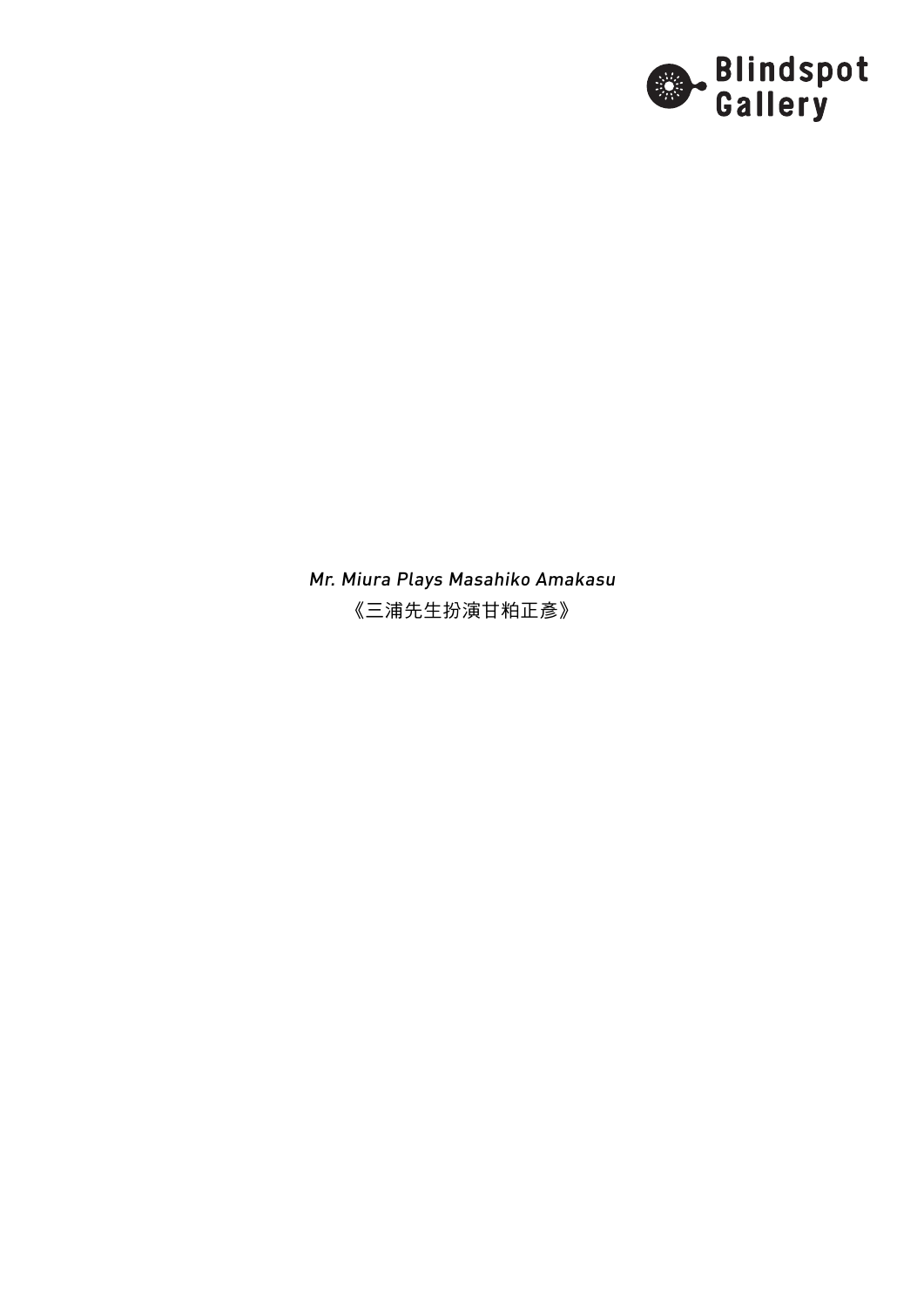*Mr. Miura Plays Masahiko Amakasu*

《三浦先生扮演甘粕正彥》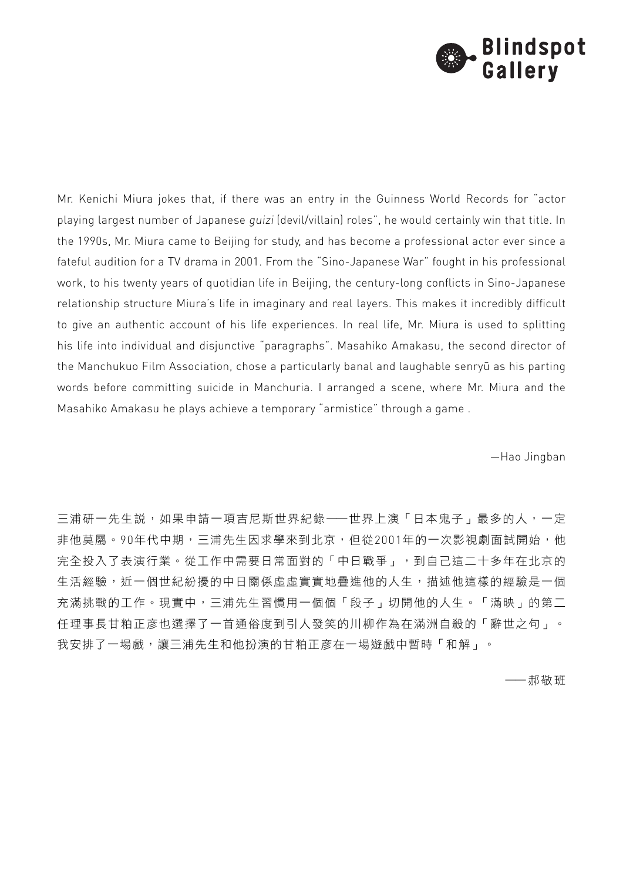Mr. Kenichi Miura jokes that, if there was an entry in the Guinness World Records for "actor playing largest number of Japanese *guizi* (devil/villain) roles", he would certainly win that title. In the 1990s, Mr. Miura came to Beijing for study, and has become a professional actor ever since a fateful audition for a TV drama in 2001. From the "Sino-Japanese War" fought in his professional work, to his twenty years of quotidian life in Beijing, the century-long conflicts in Sino-Japanese relationship structure Miura's life in imaginary and real layers. This makes it incredibly difficult to give an authentic account of his life experiences. In real life, Mr. Miura is used to splitting his life into individual and disjunctive "paragraphs". Masahiko Amakasu, the second director of the Manchukuo Film Association, chose a particularly banal and laughable senryū as his parting words before committing suicide in Manchuria. I arranged a scene, where Mr. Miura and the Masahiko Amakasu he plays achieve a temporary "armistice" through a game .

—Hao Jingban

三浦研一先生説，如果申請一項吉尼斯世界紀錄——世界上演「日本鬼子」最多的人，一定非他莫屬。90年代中期，三浦先生因求學來到北京，但從2001年的一次影視劇面試開始，他完全投入了表演行業。從工作中需要日常面對的「中日戰爭」，到自己這二十多年在北京的生活經驗，近一個世紀紛擾的中日關係虛虛實實地疊進他的人生，描述他這樣的經驗是一個充滿挑戰的工作。現實中，三浦先生習慣用一個個「段子」切開他的人生。「滿映」的第二任理事長甘粕正彥也選擇了一首通俗度到引人發笑的川柳作為在滿洲自殺的「辭世之句」。我安排了一場戲，讓三浦先生和他扮演的甘粕正彥在一場遊戲中暫時「和解」。

——郝敬班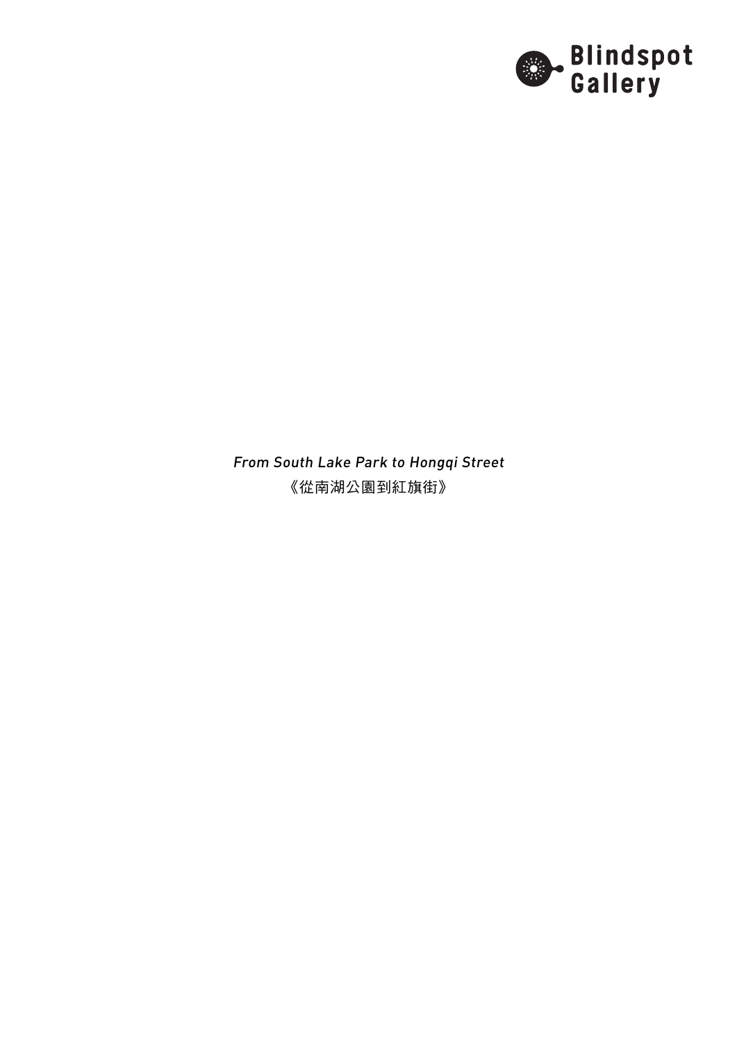*From South Lake Park to Hongqi Street*

《從南湖公園到紅旗街》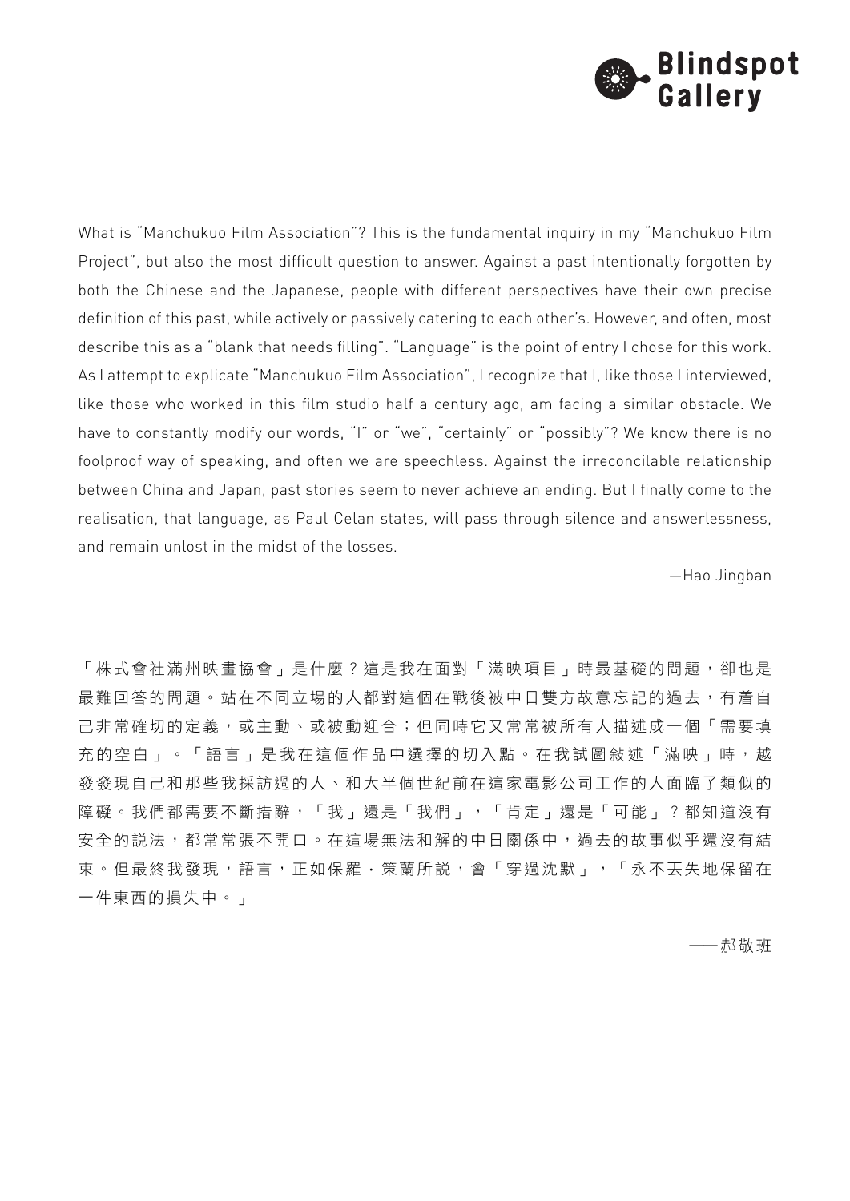What is "Manchukuo Film Association"? This is the fundamental inquiry in my "Manchukuo Film Project", but also the most difficult question to answer. Against a past intentionally forgotten by both the Chinese and the Japanese, people with different perspectives have their own precise definition of this past, while actively or passively catering to each other's. However, and often, most describe this as a "blank that needs filling". "Language" is the point of entry I chose for this work. As I attempt to explicate "Manchukuo Film Association", I recognize that I, like those I interviewed, like those who worked in this film studio half a century ago, am facing a similar obstacle. We have to constantly modify our words, "I" or "we", "certainly" or "possibly"? We know there is no foolproof way of speaking, and often we are speechless. Against the irreconcilable relationship between China and Japan, past stories seem to never achieve an ending. But I finally come to the realisation, that language, as Paul Celan states, will pass through silence and answerlessness, and remain unlost in the midst of the losses.

—Hao Jingban

「株式會社滿州映畫協會」是什麼？這是我在面對「滿映項目」時最基礎的問題，卻也是最難回答的問題。站在不同立場的人都對這個在戰後被中日雙方故意忘記的過去，有着自己非常確切的定義，或主動、或被動迎合；但同時它又常常被所有人描述成一個「需要填充的空白」。「語言」是我在這個作品中選擇的切入點。在我試圖敍述「滿映」時，越發發現自己和那些我採訪過的人、和大半個世紀前在這家電影公司工作的人面臨了類似的障礙。我們都需要不斷措辭，「我」還是「我們」，「肯定」還是「可能」？都知道沒有安全的説法，都常常張不開口。在這場無法和解的中日關係中，過去的故事似乎還沒有結束。但最終我發現，語言，正如保羅・策蘭所説，會「穿過沈默」，「永不丟失地保留在一件東西的損失中。」

——郝敬班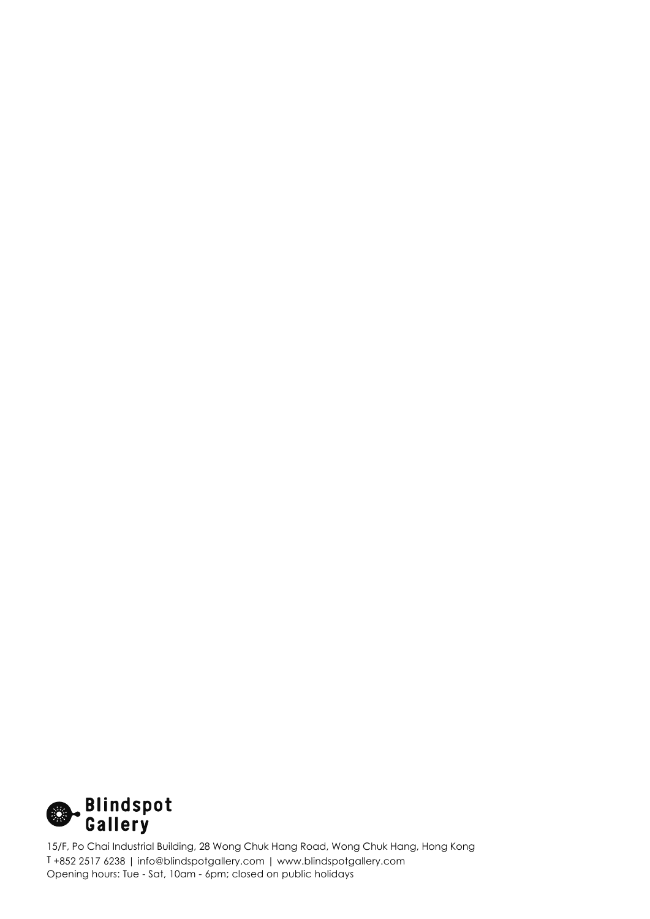Blindspot Gallery

15/F, Po Chai Industrial Building, 28 Wong Chuk Hang Road, Wong Chuk Hang, Hong Kong
T +852 2517 6238 | info@blindspotgallery.com | www.blindspotgallery.com
Opening hours: Tue - Sat, 10am - 6pm; closed on public holidays